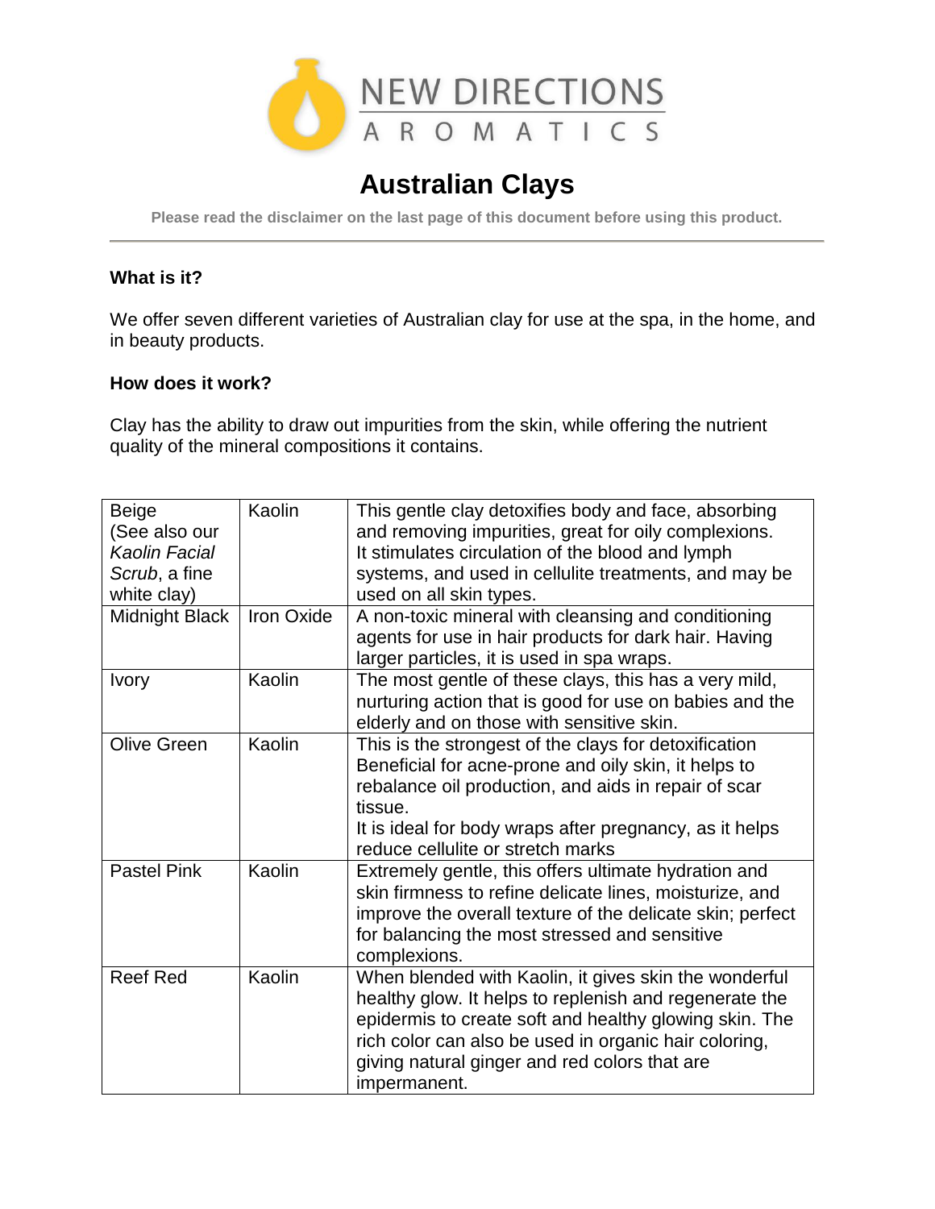# Australian Clays

**Please read the disclaimer on the last page of this document before using this product.**

---

### What is it?

We offer seven different varieties of Australian clay for use at the spa, in the home, and in beauty products.

### How does it work?

Clay has the ability to draw out impurities from the skin, while offering the nutrient quality of the mineral compositions it contains.

| | | |
|---|---|---|
| Beige (See also our *Kaolin Facial Scrub*, a fine white clay) | Kaolin | This gentle clay detoxifies body and face, absorbing and removing impurities, great for oily complexions. It stimulates circulation of the blood and lymph systems, and used in cellulite treatments, and may be used on all skin types. |
| Midnight Black | Iron Oxide | A non-toxic mineral with cleansing and conditioning agents for use in hair products for dark hair. Having larger particles, it is used in spa wraps. |
| Ivory | Kaolin | The most gentle of these clays, this has a very mild, nurturing action that is good for use on babies and the elderly and on those with sensitive skin. |
| Olive Green | Kaolin | This is the strongest of the clays for detoxification Beneficial for acne-prone and oily skin, it helps to rebalance oil production, and aids in repair of scar tissue.<br>It is ideal for body wraps after pregnancy, as it helps reduce cellulite or stretch marks |
| Pastel Pink | Kaolin | Extremely gentle, this offers ultimate hydration and skin firmness to refine delicate lines, moisturize, and improve the overall texture of the delicate skin; perfect for balancing the most stressed and sensitive complexions. |
| Reef Red | Kaolin | When blended with Kaolin, it gives skin the wonderful healthy glow. It helps to replenish and regenerate the epidermis to create soft and healthy glowing skin. The rich color can also be used in organic hair coloring, giving natural ginger and red colors that are impermanent. |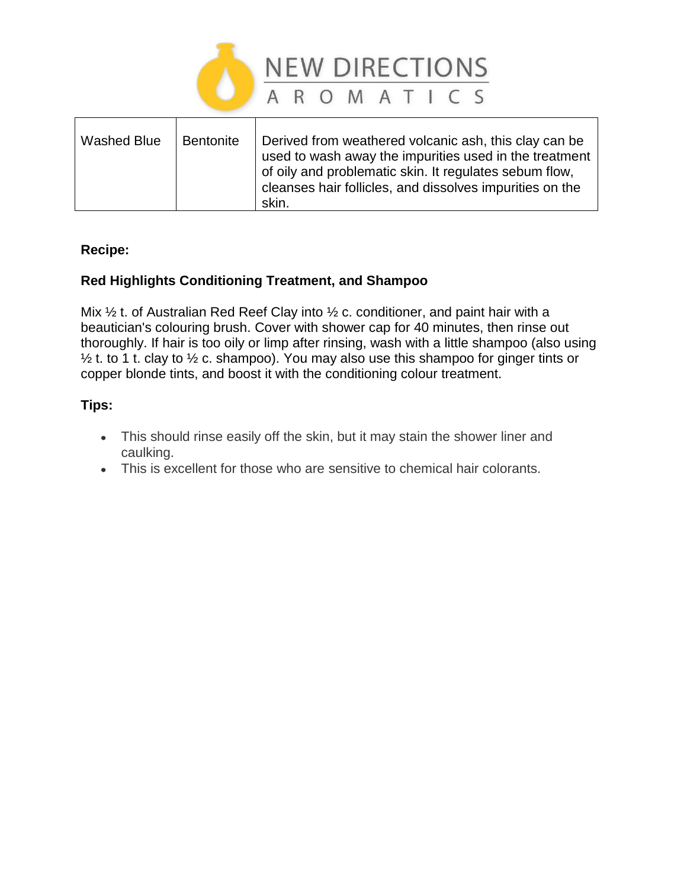| Washed Blue | Bentonite | Derived from weathered volcanic ash, this clay can be used to wash away the impurities used in the treatment of oily and problematic skin. It regulates sebum flow, cleanses hair follicles, and dissolves impurities on the skin. |
|---|---|---|

**Recipe:**

**Red Highlights Conditioning Treatment, and Shampoo**

Mix ½ t. of Australian Red Reef Clay into ½ c. conditioner, and paint hair with a beautician's colouring brush. Cover with shower cap for 40 minutes, then rinse out thoroughly. If hair is too oily or limp after rinsing, wash with a little shampoo (also using ½ t. to 1 t. clay to ½ c. shampoo). You may also use this shampoo for ginger tints or copper blonde tints, and boost it with the conditioning colour treatment.

**Tips:**

- This should rinse easily off the skin, but it may stain the shower liner and caulking.
- This is excellent for those who are sensitive to chemical hair colorants.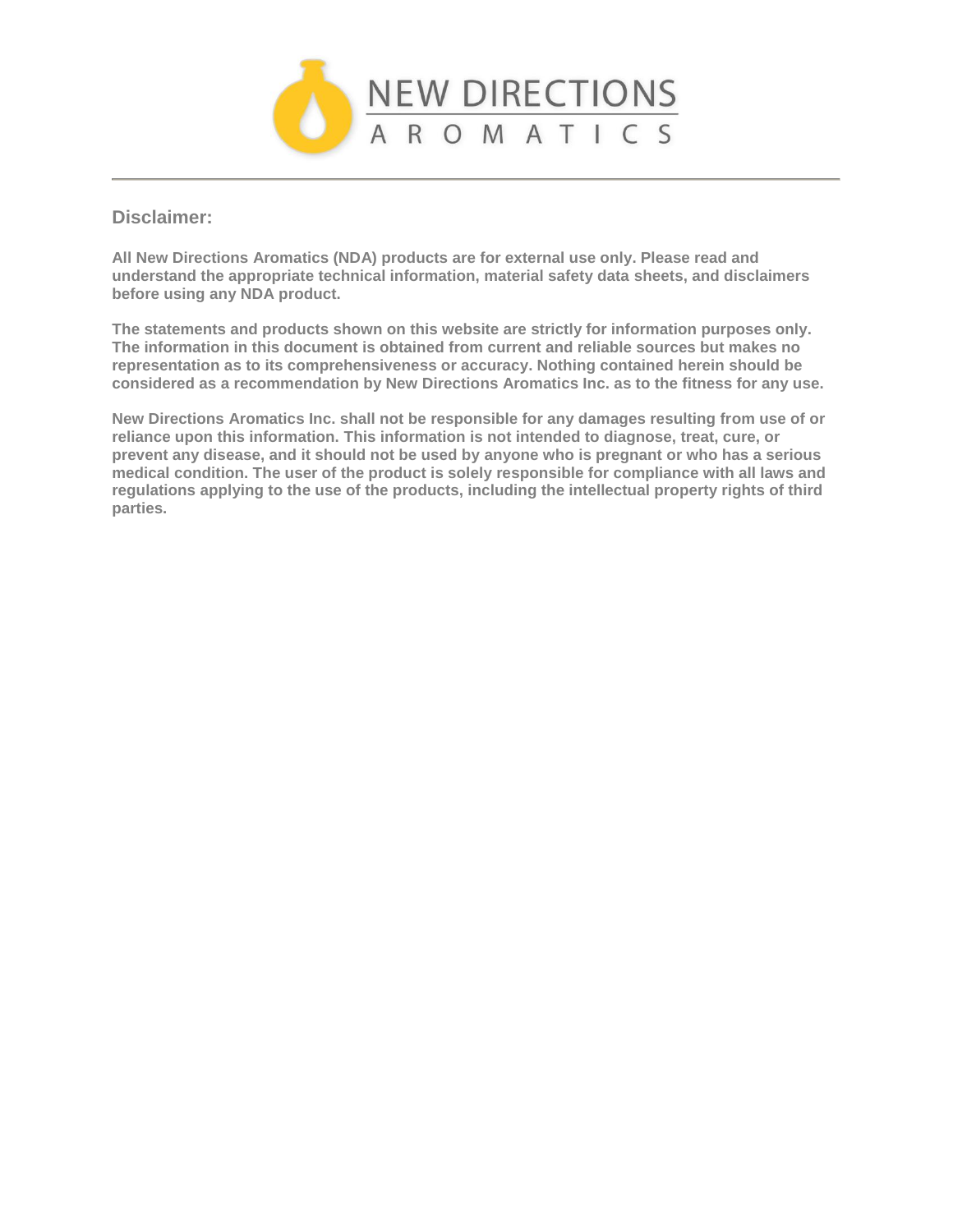NEW DIRECTIONS
AROMATICS

## Disclaimer:

**All New Directions Aromatics (NDA) products are for external use only. Please read and understand the appropriate technical information, material safety data sheets, and disclaimers before using any NDA product.**

**The statements and products shown on this website are strictly for information purposes only. The information in this document is obtained from current and reliable sources but makes no representation as to its comprehensiveness or accuracy. Nothing contained herein should be considered as a recommendation by New Directions Aromatics Inc. as to the fitness for any use.**

**New Directions Aromatics Inc. shall not be responsible for any damages resulting from use of or reliance upon this information. This information is not intended to diagnose, treat, cure, or prevent any disease, and it should not be used by anyone who is pregnant or who has a serious medical condition. The user of the product is solely responsible for compliance with all laws and regulations applying to the use of the products, including the intellectual property rights of third parties.**